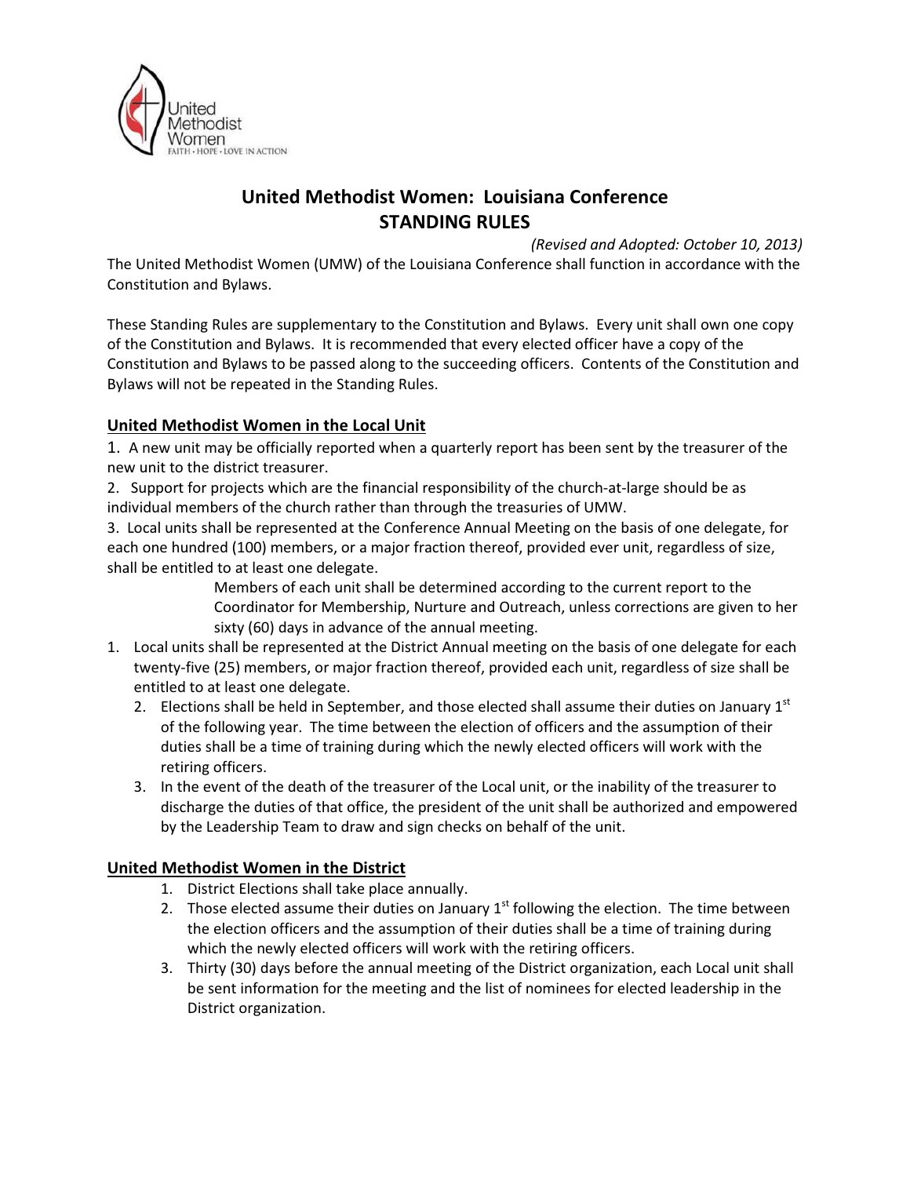# United Methodist Women: Louisiana Conference
# STANDING RULES

*(Revised and Adopted: October 10, 2013)*

The United Methodist Women (UMW) of the Louisiana Conference shall function in accordance with the Constitution and Bylaws.

These Standing Rules are supplementary to the Constitution and Bylaws. Every unit shall own one copy of the Constitution and Bylaws. It is recommended that every elected officer have a copy of the Constitution and Bylaws to be passed along to the succeeding officers. Contents of the Constitution and Bylaws will not be repeated in the Standing Rules.

## United Methodist Women in the Local Unit

1. A new unit may be officially reported when a quarterly report has been sent by the treasurer of the new unit to the district treasurer.
2. Support for projects which are the financial responsibility of the church-at-large should be as individual members of the church rather than through the treasuries of UMW.
3. Local units shall be represented at the Conference Annual Meeting on the basis of one delegate, for each one hundred (100) members, or a major fraction thereof, provided ever unit, regardless of size, shall be entitled to at least one delegate.

   Members of each unit shall be determined according to the current report to the Coordinator for Membership, Nurture and Outreach, unless corrections are given to her sixty (60) days in advance of the annual meeting.

1. Local units shall be represented at the District Annual meeting on the basis of one delegate for each twenty-five (25) members, or major fraction thereof, provided each unit, regardless of size shall be entitled to at least one delegate.
2. Elections shall be held in September, and those elected shall assume their duties on January 1st of the following year. The time between the election of officers and the assumption of their duties shall be a time of training during which the newly elected officers will work with the retiring officers.
3. In the event of the death of the treasurer of the Local unit, or the inability of the treasurer to discharge the duties of that office, the president of the unit shall be authorized and empowered by the Leadership Team to draw and sign checks on behalf of the unit.

## United Methodist Women in the District

1. District Elections shall take place annually.
2. Those elected assume their duties on January 1st following the election. The time between the election officers and the assumption of their duties shall be a time of training during which the newly elected officers will work with the retiring officers.
3. Thirty (30) days before the annual meeting of the District organization, each Local unit shall be sent information for the meeting and the list of nominees for elected leadership in the District organization.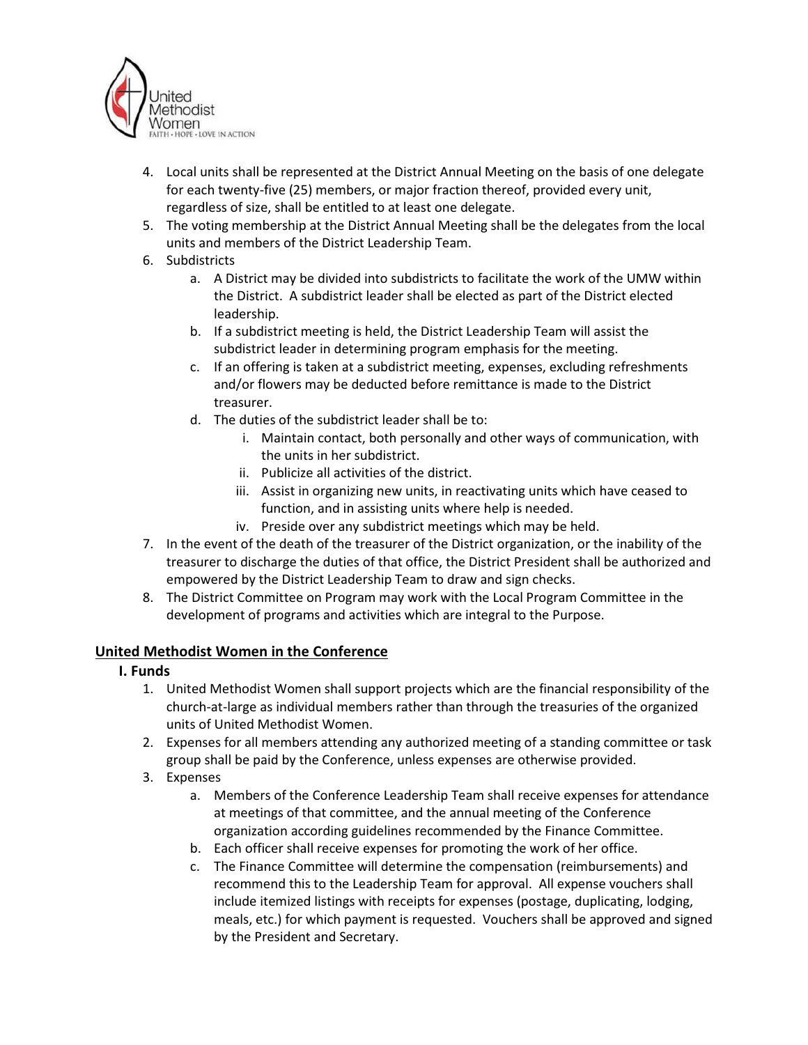4. Local units shall be represented at the District Annual Meeting on the basis of one delegate for each twenty-five (25) members, or major fraction thereof, provided every unit, regardless of size, shall be entitled to at least one delegate.
5. The voting membership at the District Annual Meeting shall be the delegates from the local units and members of the District Leadership Team.
6. Subdistricts
   a. A District may be divided into subdistricts to facilitate the work of the UMW within the District. A subdistrict leader shall be elected as part of the District elected leadership.
   b. If a subdistrict meeting is held, the District Leadership Team will assist the subdistrict leader in determining program emphasis for the meeting.
   c. If an offering is taken at a subdistrict meeting, expenses, excluding refreshments and/or flowers may be deducted before remittance is made to the District treasurer.
   d. The duties of the subdistrict leader shall be to:
      i. Maintain contact, both personally and other ways of communication, with the units in her subdistrict.
      ii. Publicize all activities of the district.
      iii. Assist in organizing new units, in reactivating units which have ceased to function, and in assisting units where help is needed.
      iv. Preside over any subdistrict meetings which may be held.
7. In the event of the death of the treasurer of the District organization, or the inability of the treasurer to discharge the duties of that office, the District President shall be authorized and empowered by the District Leadership Team to draw and sign checks.
8. The District Committee on Program may work with the Local Program Committee in the development of programs and activities which are integral to the Purpose.

## United Methodist Women in the Conference

### I. Funds

1. United Methodist Women shall support projects which are the financial responsibility of the church-at-large as individual members rather than through the treasuries of the organized units of United Methodist Women.
2. Expenses for all members attending any authorized meeting of a standing committee or task group shall be paid by the Conference, unless expenses are otherwise provided.
3. Expenses
   a. Members of the Conference Leadership Team shall receive expenses for attendance at meetings of that committee, and the annual meeting of the Conference organization according guidelines recommended by the Finance Committee.
   b. Each officer shall receive expenses for promoting the work of her office.
   c. The Finance Committee will determine the compensation (reimbursements) and recommend this to the Leadership Team for approval. All expense vouchers shall include itemized listings with receipts for expenses (postage, duplicating, lodging, meals, etc.) for which payment is requested. Vouchers shall be approved and signed by the President and Secretary.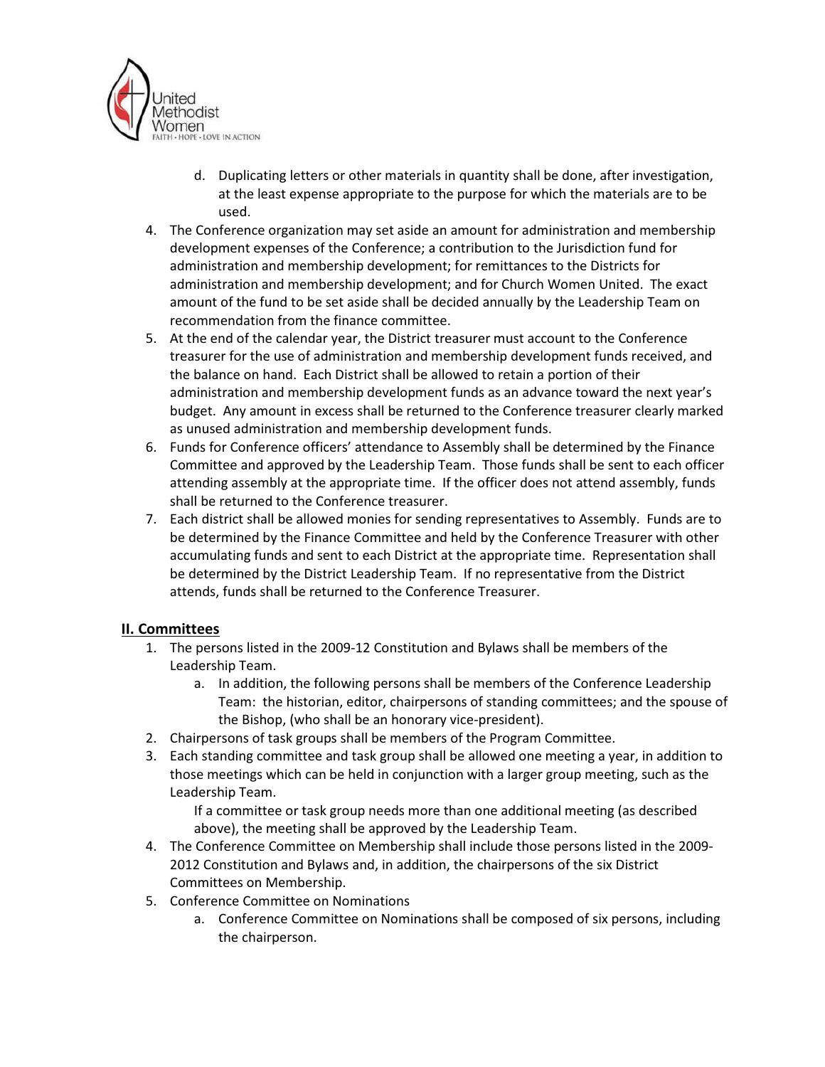d. Duplicating letters or other materials in quantity shall be done, after investigation, at the least expense appropriate to the purpose for which the materials are to be used.

4. The Conference organization may set aside an amount for administration and membership development expenses of the Conference; a contribution to the Jurisdiction fund for administration and membership development; for remittances to the Districts for administration and membership development; and for Church Women United. The exact amount of the fund to be set aside shall be decided annually by the Leadership Team on recommendation from the finance committee.
5. At the end of the calendar year, the District treasurer must account to the Conference treasurer for the use of administration and membership development funds received, and the balance on hand. Each District shall be allowed to retain a portion of their administration and membership development funds as an advance toward the next year's budget. Any amount in excess shall be returned to the Conference treasurer clearly marked as unused administration and membership development funds.
6. Funds for Conference officers' attendance to Assembly shall be determined by the Finance Committee and approved by the Leadership Team. Those funds shall be sent to each officer attending assembly at the appropriate time. If the officer does not attend assembly, funds shall be returned to the Conference treasurer.
7. Each district shall be allowed monies for sending representatives to Assembly. Funds are to be determined by the Finance Committee and held by the Conference Treasurer with other accumulating funds and sent to each District at the appropriate time. Representation shall be determined by the District Leadership Team. If no representative from the District attends, funds shall be returned to the Conference Treasurer.

## II. Committees

1. The persons listed in the 2009-12 Constitution and Bylaws shall be members of the Leadership Team.
   a. In addition, the following persons shall be members of the Conference Leadership Team: the historian, editor, chairpersons of standing committees; and the spouse of the Bishop, (who shall be an honorary vice-president).
2. Chairpersons of task groups shall be members of the Program Committee.
3. Each standing committee and task group shall be allowed one meeting a year, in addition to those meetings which can be held in conjunction with a larger group meeting, such as the Leadership Team.

   If a committee or task group needs more than one additional meeting (as described above), the meeting shall be approved by the Leadership Team.
4. The Conference Committee on Membership shall include those persons listed in the 2009-2012 Constitution and Bylaws and, in addition, the chairpersons of the six District Committees on Membership.
5. Conference Committee on Nominations
   a. Conference Committee on Nominations shall be composed of six persons, including the chairperson.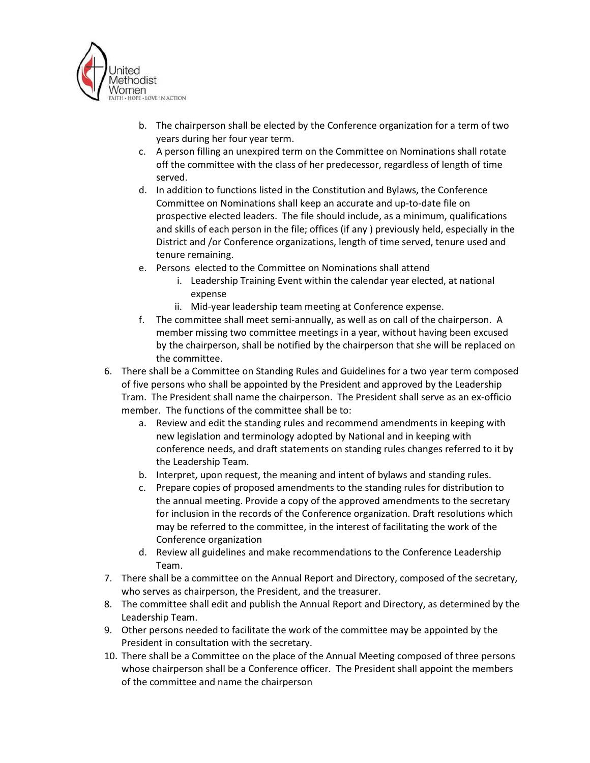b. The chairperson shall be elected by the Conference organization for a term of two years during her four year term.
c. A person filling an unexpired term on the Committee on Nominations shall rotate off the committee with the class of her predecessor, regardless of length of time served.
d. In addition to functions listed in the Constitution and Bylaws, the Conference Committee on Nominations shall keep an accurate and up-to-date file on prospective elected leaders. The file should include, as a minimum, qualifications and skills of each person in the file; offices (if any ) previously held, especially in the District and /or Conference organizations, length of time served, tenure used and tenure remaining.
e. Persons elected to the Committee on Nominations shall attend
    i. Leadership Training Event within the calendar year elected, at national expense
    ii. Mid-year leadership team meeting at Conference expense.
f. The committee shall meet semi-annually, as well as on call of the chairperson. A member missing two committee meetings in a year, without having been excused by the chairperson, shall be notified by the chairperson that she will be replaced on the committee.

6. There shall be a Committee on Standing Rules and Guidelines for a two year term composed of five persons who shall be appointed by the President and approved by the Leadership Team. The President shall name the chairperson. The President shall serve as an ex-officio member. The functions of the committee shall be to:
    a. Review and edit the standing rules and recommend amendments in keeping with new legislation and terminology adopted by National and in keeping with conference needs, and draft statements on standing rules changes referred to it by the Leadership Team.
    b. Interpret, upon request, the meaning and intent of bylaws and standing rules.
    c. Prepare copies of proposed amendments to the standing rules for distribution to the annual meeting. Provide a copy of the approved amendments to the secretary for inclusion in the records of the Conference organization. Draft resolutions which may be referred to the committee, in the interest of facilitating the work of the Conference organization
    d. Review all guidelines and make recommendations to the Conference Leadership Team.
7. There shall be a committee on the Annual Report and Directory, composed of the secretary, who serves as chairperson, the President, and the treasurer.
8. The committee shall edit and publish the Annual Report and Directory, as determined by the Leadership Team.
9. Other persons needed to facilitate the work of the committee may be appointed by the President in consultation with the secretary.
10. There shall be a Committee on the place of the Annual Meeting composed of three persons whose chairperson shall be a Conference officer. The President shall appoint the members of the committee and name the chairperson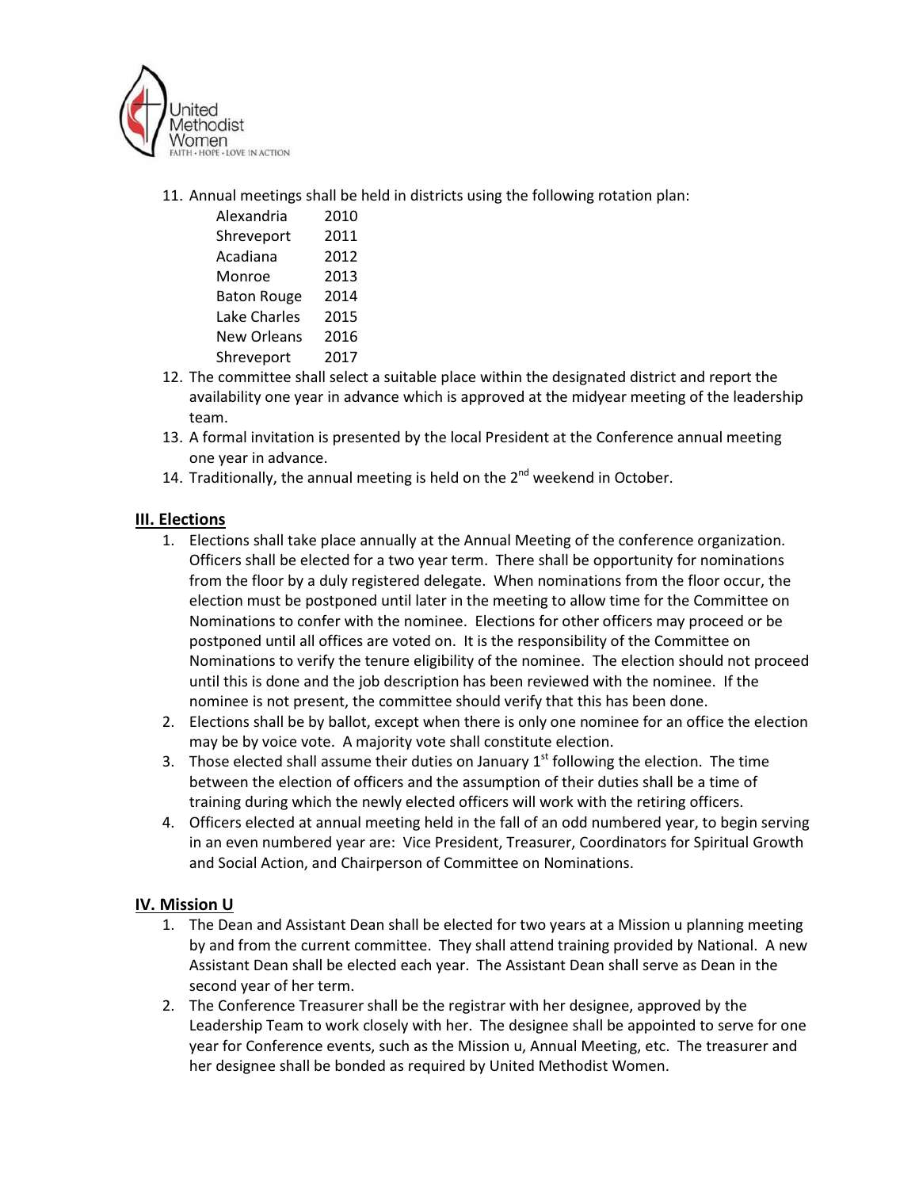11. Annual meetings shall be held in districts using the following rotation plan:

| | |
|---|---|
| Alexandria | 2010 |
| Shreveport | 2011 |
| Acadiana | 2012 |
| Monroe | 2013 |
| Baton Rouge | 2014 |
| Lake Charles | 2015 |
| New Orleans | 2016 |
| Shreveport | 2017 |

12. The committee shall select a suitable place within the designated district and report the availability one year in advance which is approved at the midyear meeting of the leadership team.
13. A formal invitation is presented by the local President at the Conference annual meeting one year in advance.
14. Traditionally, the annual meeting is held on the 2nd weekend in October.

## III. Elections

1. Elections shall take place annually at the Annual Meeting of the conference organization. Officers shall be elected for a two year term. There shall be opportunity for nominations from the floor by a duly registered delegate. When nominations from the floor occur, the election must be postponed until later in the meeting to allow time for the Committee on Nominations to confer with the nominee. Elections for other officers may proceed or be postponed until all offices are voted on. It is the responsibility of the Committee on Nominations to verify the tenure eligibility of the nominee. The election should not proceed until this is done and the job description has been reviewed with the nominee. If the nominee is not present, the committee should verify that this has been done.
2. Elections shall be by ballot, except when there is only one nominee for an office the election may be by voice vote. A majority vote shall constitute election.
3. Those elected shall assume their duties on January 1st following the election. The time between the election of officers and the assumption of their duties shall be a time of training during which the newly elected officers will work with the retiring officers.
4. Officers elected at annual meeting held in the fall of an odd numbered year, to begin serving in an even numbered year are: Vice President, Treasurer, Coordinators for Spiritual Growth and Social Action, and Chairperson of Committee on Nominations.

## IV. Mission U

1. The Dean and Assistant Dean shall be elected for two years at a Mission u planning meeting by and from the current committee. They shall attend training provided by National. A new Assistant Dean shall be elected each year. The Assistant Dean shall serve as Dean in the second year of her term.
2. The Conference Treasurer shall be the registrar with her designee, approved by the Leadership Team to work closely with her. The designee shall be appointed to serve for one year for Conference events, such as the Mission u, Annual Meeting, etc. The treasurer and her designee shall be bonded as required by United Methodist Women.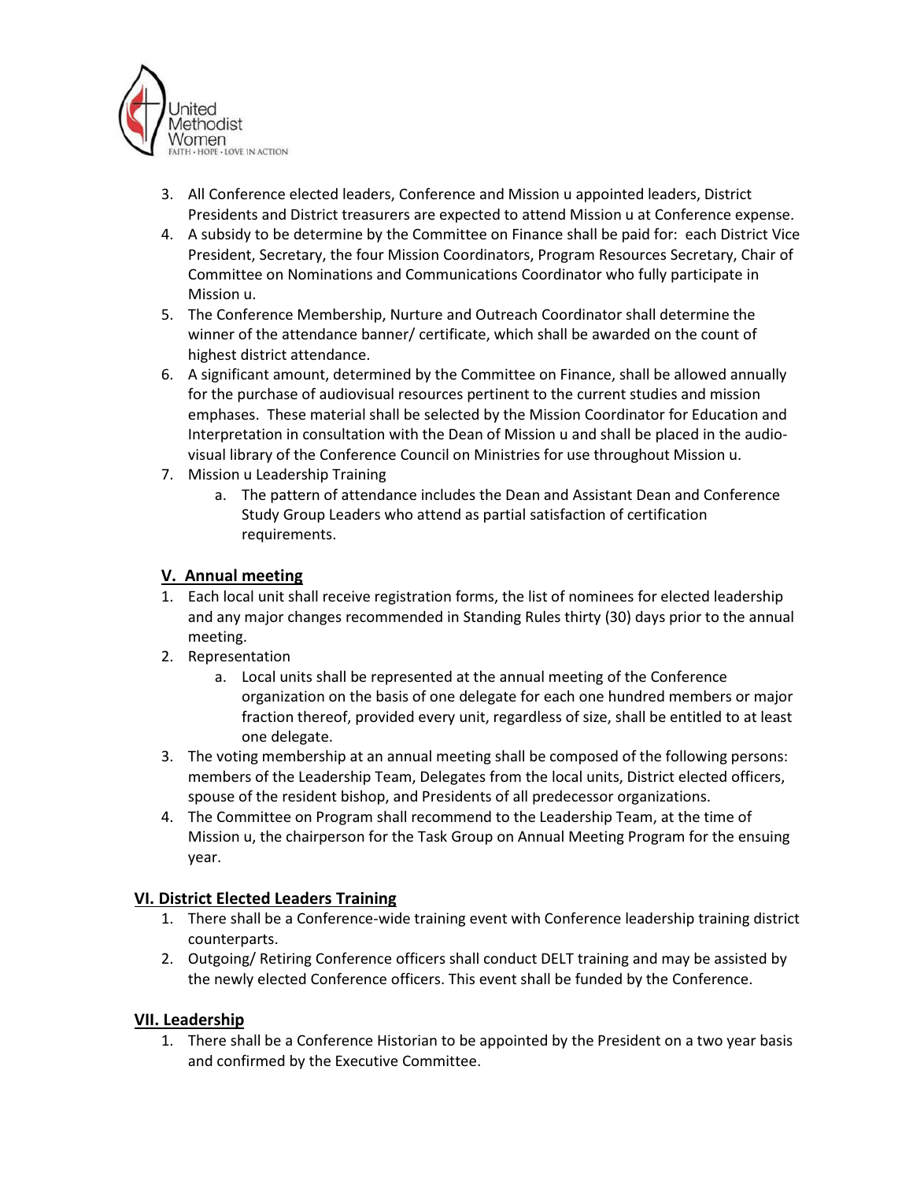3. All Conference elected leaders, Conference and Mission u appointed leaders, District Presidents and District treasurers are expected to attend Mission u at Conference expense.
4. A subsidy to be determine by the Committee on Finance shall be paid for: each District Vice President, Secretary, the four Mission Coordinators, Program Resources Secretary, Chair of Committee on Nominations and Communications Coordinator who fully participate in Mission u.
5. The Conference Membership, Nurture and Outreach Coordinator shall determine the winner of the attendance banner/ certificate, which shall be awarded on the count of highest district attendance.
6. A significant amount, determined by the Committee on Finance, shall be allowed annually for the purchase of audiovisual resources pertinent to the current studies and mission emphases. These material shall be selected by the Mission Coordinator for Education and Interpretation in consultation with the Dean of Mission u and shall be placed in the audio-visual library of the Conference Council on Ministries for use throughout Mission u.
7. Mission u Leadership Training
    a. The pattern of attendance includes the Dean and Assistant Dean and Conference Study Group Leaders who attend as partial satisfaction of certification requirements.

## V. Annual meeting

1. Each local unit shall receive registration forms, the list of nominees for elected leadership and any major changes recommended in Standing Rules thirty (30) days prior to the annual meeting.
2. Representation
    a. Local units shall be represented at the annual meeting of the Conference organization on the basis of one delegate for each one hundred members or major fraction thereof, provided every unit, regardless of size, shall be entitled to at least one delegate.
3. The voting membership at an annual meeting shall be composed of the following persons: members of the Leadership Team, Delegates from the local units, District elected officers, spouse of the resident bishop, and Presidents of all predecessor organizations.
4. The Committee on Program shall recommend to the Leadership Team, at the time of Mission u, the chairperson for the Task Group on Annual Meeting Program for the ensuing year.

## VI. District Elected Leaders Training

1. There shall be a Conference-wide training event with Conference leadership training district counterparts.
2. Outgoing/ Retiring Conference officers shall conduct DELT training and may be assisted by the newly elected Conference officers. This event shall be funded by the Conference.

## VII. Leadership

1. There shall be a Conference Historian to be appointed by the President on a two year basis and confirmed by the Executive Committee.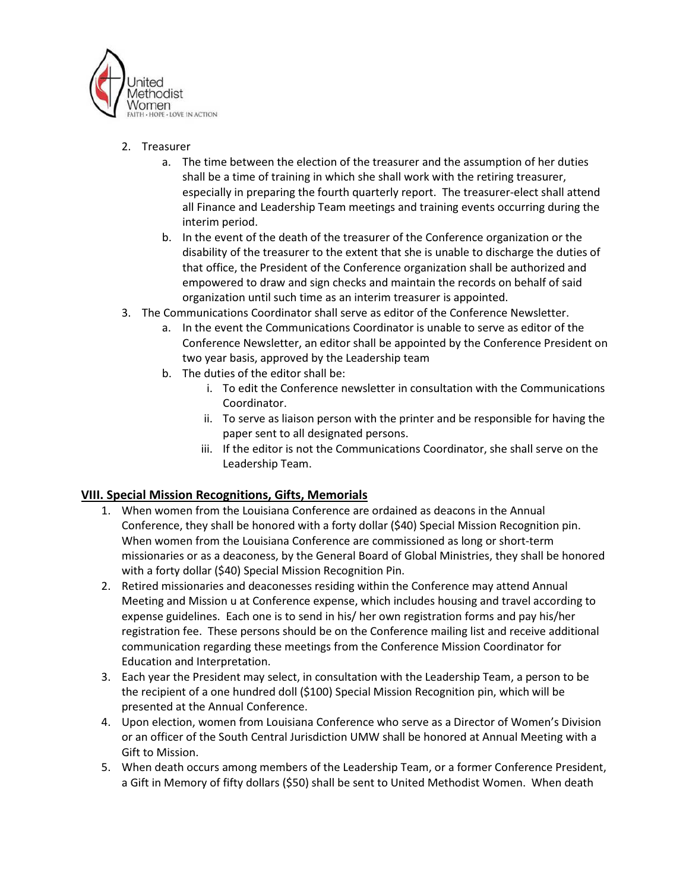2. Treasurer
    a. The time between the election of the treasurer and the assumption of her duties shall be a time of training in which she shall work with the retiring treasurer, especially in preparing the fourth quarterly report. The treasurer-elect shall attend all Finance and Leadership Team meetings and training events occurring during the interim period.
    b. In the event of the death of the treasurer of the Conference organization or the disability of the treasurer to the extent that she is unable to discharge the duties of that office, the President of the Conference organization shall be authorized and empowered to draw and sign checks and maintain the records on behalf of said organization until such time as an interim treasurer is appointed.
3. The Communications Coordinator shall serve as editor of the Conference Newsletter.
    a. In the event the Communications Coordinator is unable to serve as editor of the Conference Newsletter, an editor shall be appointed by the Conference President on two year basis, approved by the Leadership team
    b. The duties of the editor shall be:
        i. To edit the Conference newsletter in consultation with the Communications Coordinator.
        ii. To serve as liaison person with the printer and be responsible for having the paper sent to all designated persons.
        iii. If the editor is not the Communications Coordinator, she shall serve on the Leadership Team.

## VIII. Special Mission Recognitions, Gifts, Memorials

1. When women from the Louisiana Conference are ordained as deacons in the Annual Conference, they shall be honored with a forty dollar ($40) Special Mission Recognition pin. When women from the Louisiana Conference are commissioned as long or short-term missionaries or as a deaconess, by the General Board of Global Ministries, they shall be honored with a forty dollar ($40) Special Mission Recognition Pin.
2. Retired missionaries and deaconesses residing within the Conference may attend Annual Meeting and Mission u at Conference expense, which includes housing and travel according to expense guidelines. Each one is to send in his/ her own registration forms and pay his/her registration fee. These persons should be on the Conference mailing list and receive additional communication regarding these meetings from the Conference Mission Coordinator for Education and Interpretation.
3. Each year the President may select, in consultation with the Leadership Team, a person to be the recipient of a one hundred doll ($100) Special Mission Recognition pin, which will be presented at the Annual Conference.
4. Upon election, women from Louisiana Conference who serve as a Director of Women's Division or an officer of the South Central Jurisdiction UMW shall be honored at Annual Meeting with a Gift to Mission.
5. When death occurs among members of the Leadership Team, or a former Conference President, a Gift in Memory of fifty dollars ($50) shall be sent to United Methodist Women. When death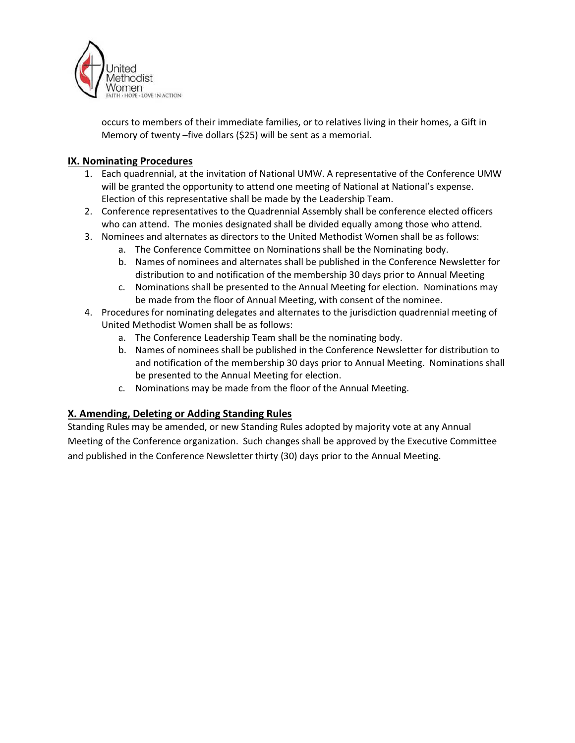occurs to members of their immediate families, or to relatives living in their homes, a Gift in Memory of twenty –five dollars ($25) will be sent as a memorial.

## IX. Nominating Procedures

1. Each quadrennial, at the invitation of National UMW. A representative of the Conference UMW will be granted the opportunity to attend one meeting of National at National's expense. Election of this representative shall be made by the Leadership Team.
2. Conference representatives to the Quadrennial Assembly shall be conference elected officers who can attend. The monies designated shall be divided equally among those who attend.
3. Nominees and alternates as directors to the United Methodist Women shall be as follows:
    a. The Conference Committee on Nominations shall be the Nominating body.
    b. Names of nominees and alternates shall be published in the Conference Newsletter for distribution to and notification of the membership 30 days prior to Annual Meeting
    c. Nominations shall be presented to the Annual Meeting for election. Nominations may be made from the floor of Annual Meeting, with consent of the nominee.
4. Procedures for nominating delegates and alternates to the jurisdiction quadrennial meeting of United Methodist Women shall be as follows:
    a. The Conference Leadership Team shall be the nominating body.
    b. Names of nominees shall be published in the Conference Newsletter for distribution to and notification of the membership 30 days prior to Annual Meeting. Nominations shall be presented to the Annual Meeting for election.
    c. Nominations may be made from the floor of the Annual Meeting.

## X. Amending, Deleting or Adding Standing Rules

Standing Rules may be amended, or new Standing Rules adopted by majority vote at any Annual Meeting of the Conference organization. Such changes shall be approved by the Executive Committee and published in the Conference Newsletter thirty (30) days prior to the Annual Meeting.